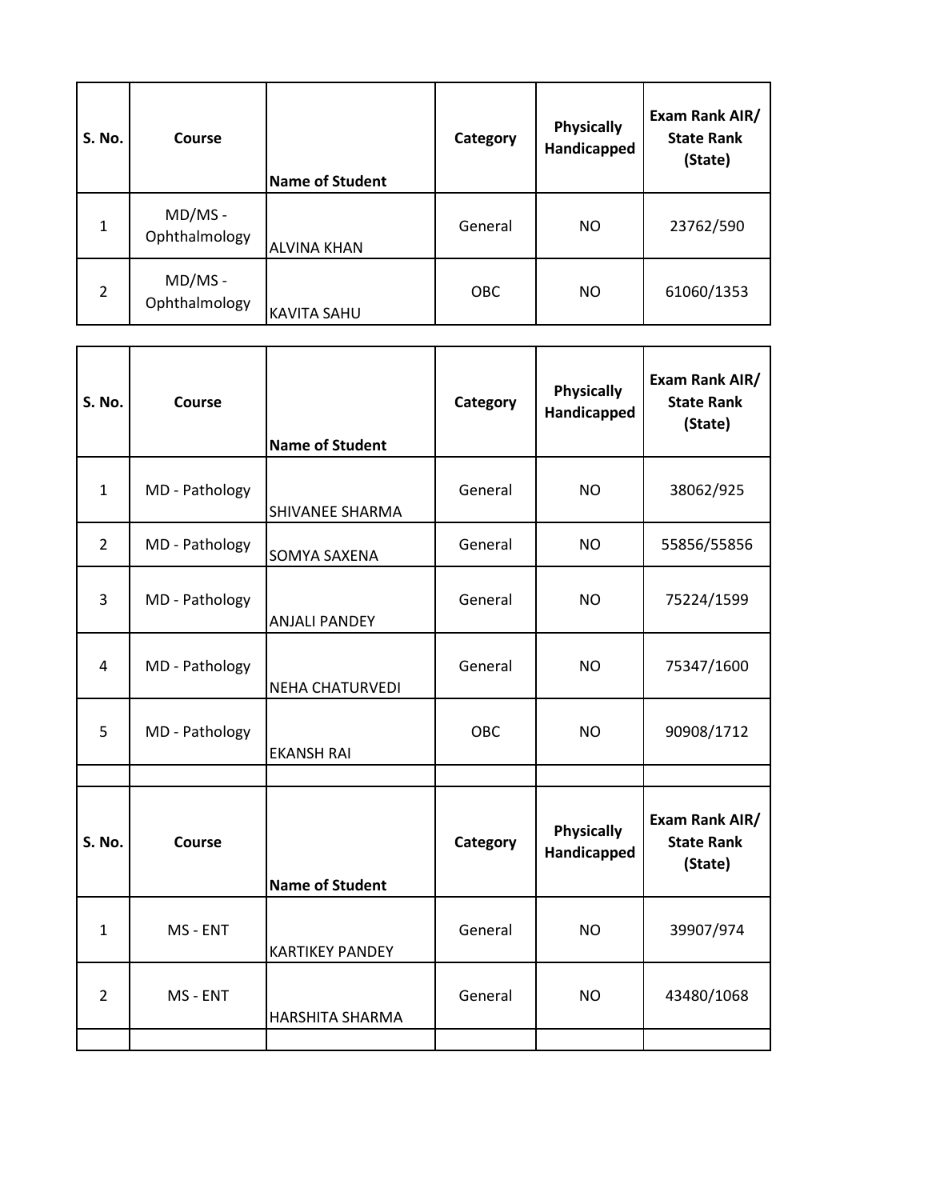| S. No. | Course | Name of Student | Category | Physically Handicapped | Exam Rank AIR/ State Rank (State) |
|---|---|---|---|---|---|
| 1 | MD/MS - Ophthalmology | ALVINA KHAN | General | NO | 23762/590 |
| 2 | MD/MS - Ophthalmology | KAVITA SAHU | OBC | NO | 61060/1353 |

| S. No. | Course | Name of Student | Category | Physically Handicapped | Exam Rank AIR/ State Rank (State) |
|---|---|---|---|---|---|
| 1 | MD - Pathology | SHIVANEE SHARMA | General | NO | 38062/925 |
| 2 | MD - Pathology | SOMYA SAXENA | General | NO | 55856/55856 |
| 3 | MD - Pathology | ANJALI PANDEY | General | NO | 75224/1599 |
| 4 | MD - Pathology | NEHA CHATURVEDI | General | NO | 75347/1600 |
| 5 | MD - Pathology | EKANSH RAI | OBC | NO | 90908/1712 |

| S. No. | Course | Name of Student | Category | Physically Handicapped | Exam Rank AIR/ State Rank (State) |
|---|---|---|---|---|---|
| 1 | MS - ENT | KARTIKEY PANDEY | General | NO | 39907/974 |
| 2 | MS - ENT | HARSHITA SHARMA | General | NO | 43480/1068 |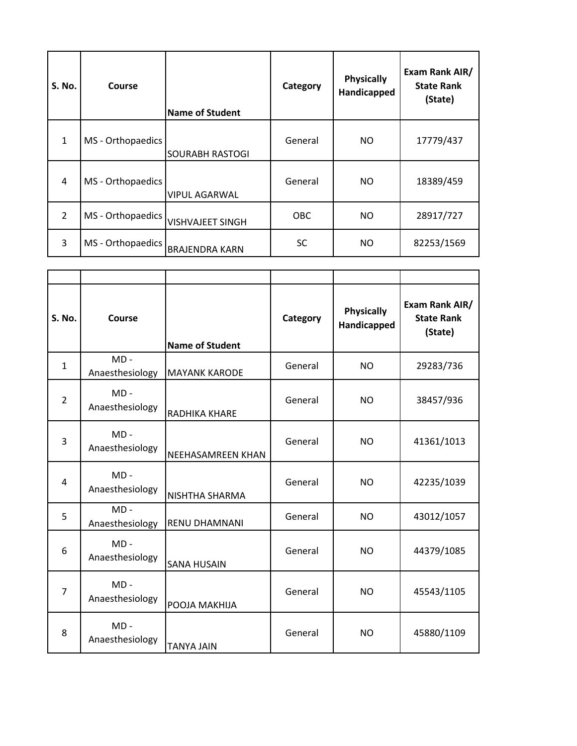| S. No. | Course | Name of Student | Category | Physically Handicapped | Exam Rank AIR/ State Rank (State) |
|---|---|---|---|---|---|
| 1 | MS - Orthopaedics | SOURABH RASTOGI | General | NO | 17779/437 |
| 4 | MS - Orthopaedics | VIPUL AGARWAL | General | NO | 18389/459 |
| 2 | MS - Orthopaedics | VISHVAJEET SINGH | OBC | NO | 28917/727 |
| 3 | MS - Orthopaedics | BRAJENDRA KARN | SC | NO | 82253/1569 |

| | | | | | |
|---|---|---|---|---|---|
| **S. No.** | **Course** | **Name of Student** | **Category** | **Physically Handicapped** | **Exam Rank AIR/ State Rank (State)** |
| 1 | MD - Anaesthesiology | MAYANK KARODE | General | NO | 29283/736 |
| 2 | MD - Anaesthesiology | RADHIKA KHARE | General | NO | 38457/936 |
| 3 | MD - Anaesthesiology | NEEHASAMREEN KHAN | General | NO | 41361/1013 |
| 4 | MD - Anaesthesiology | NISHTHA SHARMA | General | NO | 42235/1039 |
| 5 | MD - Anaesthesiology | RENU DHAMNANI | General | NO | 43012/1057 |
| 6 | MD - Anaesthesiology | SANA HUSAIN | General | NO | 44379/1085 |
| 7 | MD - Anaesthesiology | POOJA MAKHIJA | General | NO | 45543/1105 |
| 8 | MD - Anaesthesiology | TANYA JAIN | General | NO | 45880/1109 |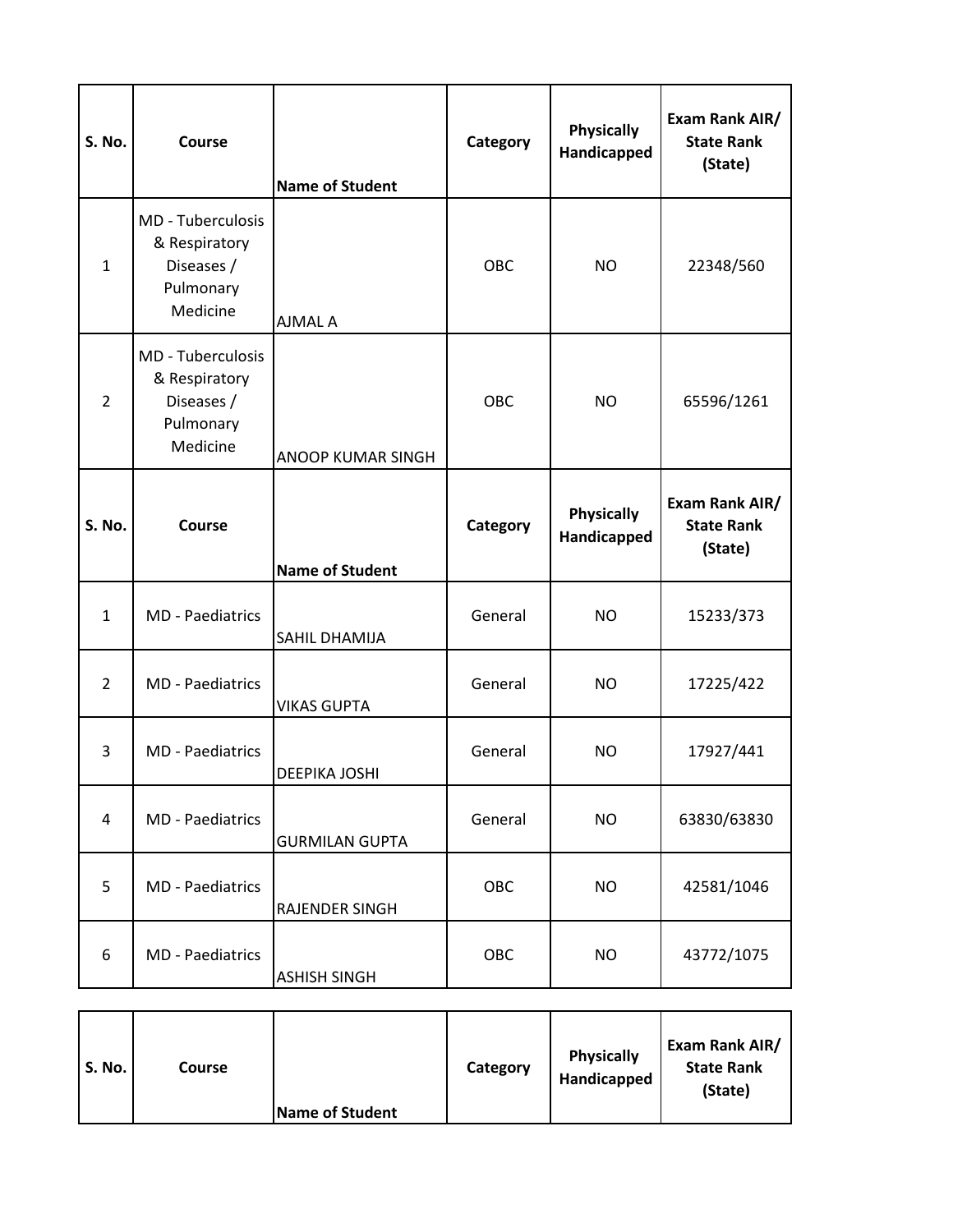| S. No. | Course | Name of Student | Category | Physically Handicapped | Exam Rank AIR/ State Rank (State) |
|---|---|---|---|---|---|
| 1 | MD - Tuberculosis & Respiratory Diseases / Pulmonary Medicine | AJMAL A | OBC | NO | 22348/560 |
| 2 | MD - Tuberculosis & Respiratory Diseases / Pulmonary Medicine | ANOOP KUMAR SINGH | OBC | NO | 65596/1261 |

| S. No. | Course | Name of Student | Category | Physically Handicapped | Exam Rank AIR/ State Rank (State) |
|---|---|---|---|---|---|
| 1 | MD - Paediatrics | SAHIL DHAMIJA | General | NO | 15233/373 |
| 2 | MD - Paediatrics | VIKAS GUPTA | General | NO | 17225/422 |
| 3 | MD - Paediatrics | DEEPIKA JOSHI | General | NO | 17927/441 |
| 4 | MD - Paediatrics | GURMILAN GUPTA | General | NO | 63830/63830 |
| 5 | MD - Paediatrics | RAJENDER SINGH | OBC | NO | 42581/1046 |
| 6 | MD - Paediatrics | ASHISH SINGH | OBC | NO | 43772/1075 |

| S. No. | Course | Name of Student | Category | Physically Handicapped | Exam Rank AIR/ State Rank (State) |
|---|---|---|---|---|---|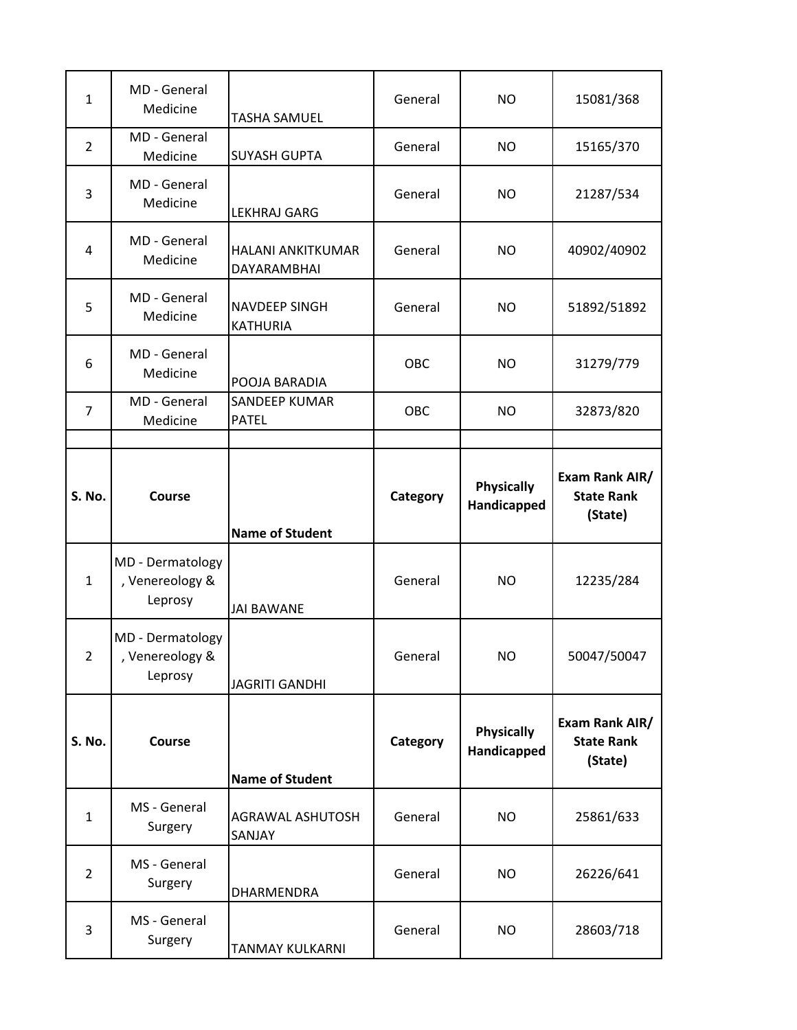| | | | | | |
|---|---|---|---|---|---|
| 1 | MD - General Medicine | TASHA SAMUEL | General | NO | 15081/368 |
| 2 | MD - General Medicine | SUYASH GUPTA | General | NO | 15165/370 |
| 3 | MD - General Medicine | LEKHRAJ GARG | General | NO | 21287/534 |
| 4 | MD - General Medicine | HALANI ANKITKUMAR DAYARAMBHAI | General | NO | 40902/40902 |
| 5 | MD - General Medicine | NAVDEEP SINGH KATHURIA | General | NO | 51892/51892 |
| 6 | MD - General Medicine | POOJA BARADIA | OBC | NO | 31279/779 |
| 7 | MD - General Medicine | SANDEEP KUMAR PATEL | OBC | NO | 32873/820 |

| S. No. | Course | Name of Student | Category | Physically Handicapped | Exam Rank AIR/ State Rank (State) |
|---|---|---|---|---|---|
| 1 | MD - Dermatology , Venereology & Leprosy | JAI BAWANE | General | NO | 12235/284 |
| 2 | MD - Dermatology , Venereology & Leprosy | JAGRITI GANDHI | General | NO | 50047/50047 |

| S. No. | Course | Name of Student | Category | Physically Handicapped | Exam Rank AIR/ State Rank (State) |
|---|---|---|---|---|---|
| 1 | MS - General Surgery | AGRAWAL ASHUTOSH SANJAY | General | NO | 25861/633 |
| 2 | MS - General Surgery | DHARMENDRA | General | NO | 26226/641 |
| 3 | MS - General Surgery | TANMAY KULKARNI | General | NO | 28603/718 |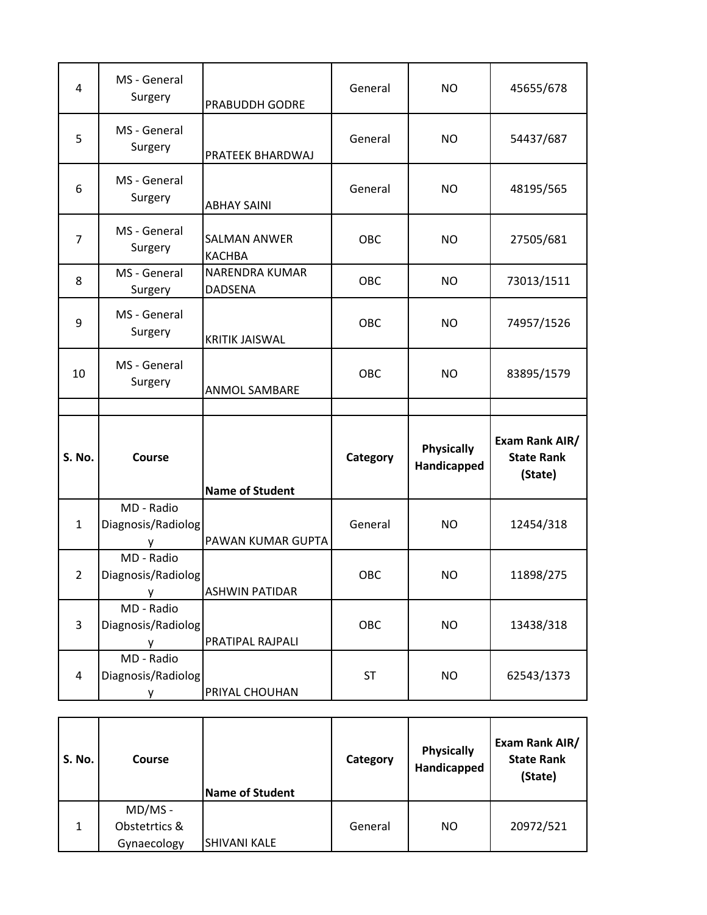| | | | | | |
|---|---|---|---|---|---|
| 4 | MS - General Surgery | PRABUDDH GODRE | General | NO | 45655/678 |
| 5 | MS - General Surgery | PRATEEK BHARDWAJ | General | NO | 54437/687 |
| 6 | MS - General Surgery | ABHAY SAINI | General | NO | 48195/565 |
| 7 | MS - General Surgery | SALMAN ANWER KACHBA | OBC | NO | 27505/681 |
| 8 | MS - General Surgery | NARENDRA KUMAR DADSENA | OBC | NO | 73013/1511 |
| 9 | MS - General Surgery | KRITIK JAISWAL | OBC | NO | 74957/1526 |
| 10 | MS - General Surgery | ANMOL SAMBARE | OBC | NO | 83895/1579 |

| S. No. | Course | Name of Student | Category | Physically Handicapped | Exam Rank AIR/ State Rank (State) |
|---|---|---|---|---|---|
| 1 | MD - Radio Diagnosis/Radiology | PAWAN KUMAR GUPTA | General | NO | 12454/318 |
| 2 | MD - Radio Diagnosis/Radiology | ASHWIN PATIDAR | OBC | NO | 11898/275 |
| 3 | MD - Radio Diagnosis/Radiology | PRATIPAL RAJPALI | OBC | NO | 13438/318 |
| 4 | MD - Radio Diagnosis/Radiology | PRIYAL CHOUHAN | ST | NO | 62543/1373 |

| S. No. | Course | Name of Student | Category | Physically Handicapped | Exam Rank AIR/ State Rank (State) |
|---|---|---|---|---|---|
| 1 | MD/MS - Obstetrtics & Gynaecology | SHIVANI KALE | General | NO | 20972/521 |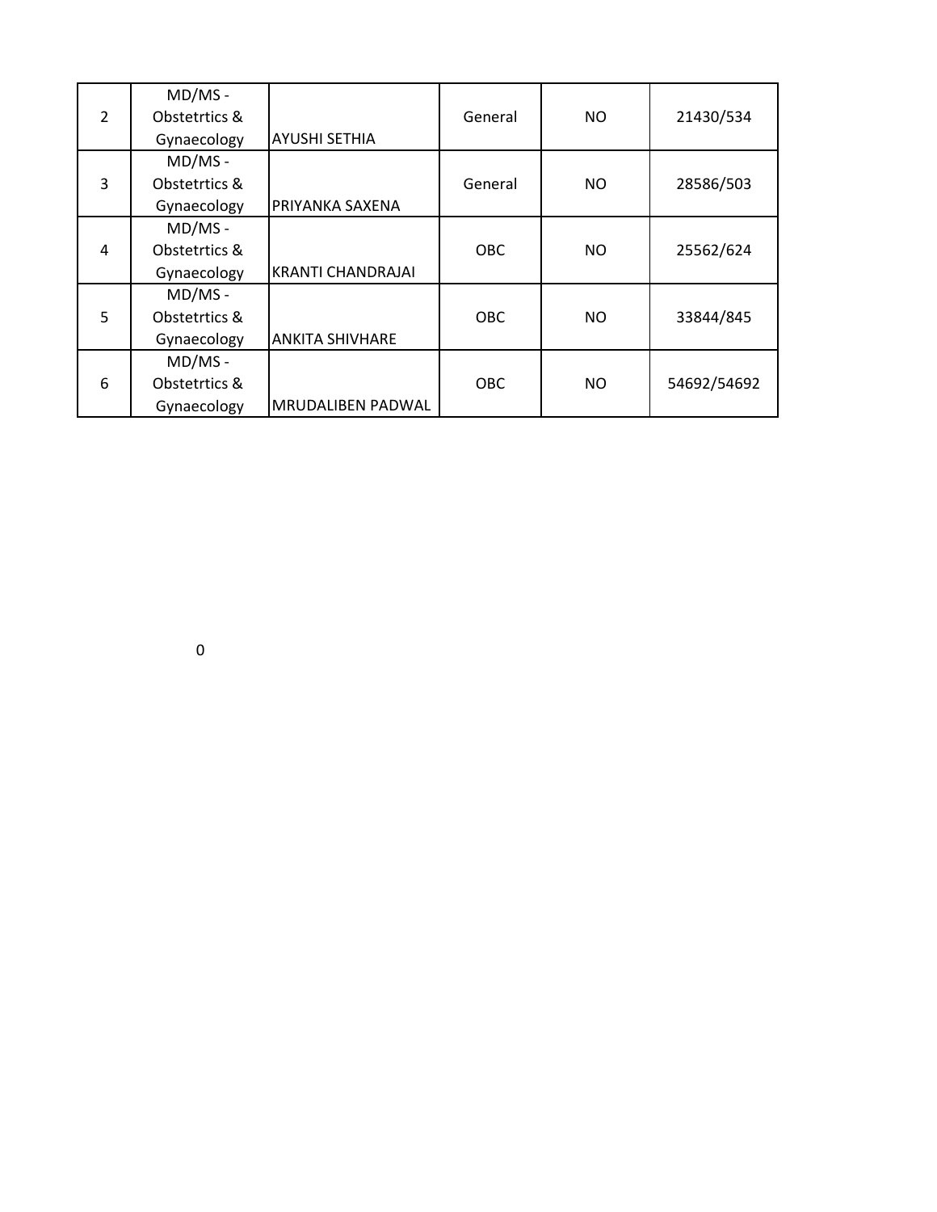| | | | | | |
|---|---|---|---|---|---|
| 2 | MD/MS - Obstetrtics & Gynaecology | AYUSHI SETHIA | General | NO | 21430/534 |
| 3 | MD/MS - Obstetrtics & Gynaecology | PRIYANKA SAXENA | General | NO | 28586/503 |
| 4 | MD/MS - Obstetrtics & Gynaecology | KRANTI CHANDRAJAI | OBC | NO | 25562/624 |
| 5 | MD/MS - Obstetrtics & Gynaecology | ANKITA SHIVHARE | OBC | NO | 33844/845 |
| 6 | MD/MS - Obstetrtics & Gynaecology | MRUDALIBEN PADWAL | OBC | NO | 54692/54692 |

0